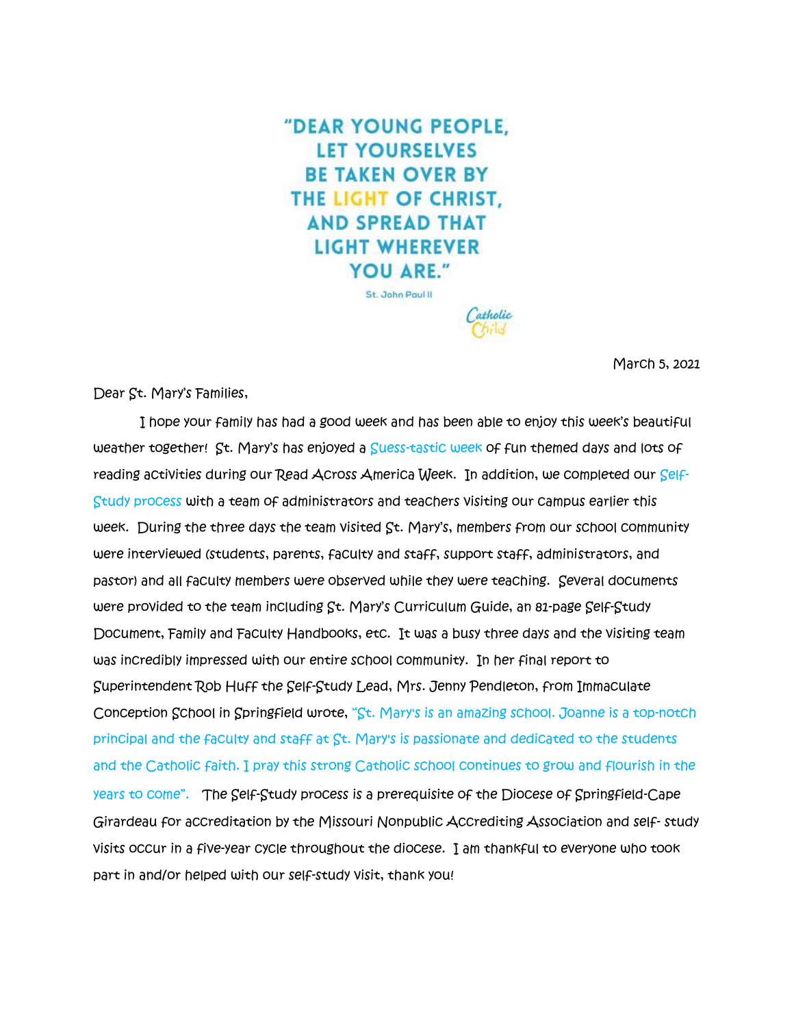"DEAR YOUNG PEOPLE, LET YOURSELVES BE TAKEN OVER BY THE LIGHT OF CHRIST, AND SPREAD THAT LIGHT WHEREVER YOU ARE."

St. John Paul II

Catholic Child

March 5, 2021

Dear St. Mary's Families,

I hope your family has had a good week and has been able to enjoy this week's beautiful weather together! St. Mary's has enjoyed a Suess-tastic week of fun themed days and lots of reading activities during our Read Across America Week. In addition, we completed our Self-Study process with a team of administrators and teachers visiting our campus earlier this week. During the three days the team visited St. Mary's, members from our school community were interviewed (students, parents, faculty and staff, support staff, administrators, and pastor) and all faculty members were observed while they were teaching. Several documents were provided to the team including St. Mary's Curriculum Guide, an 81-page Self-Study Document, Family and Faculty Handbooks, etc. It was a busy three days and the visiting team was incredibly impressed with our entire school community. In her final report to Superintendent Rob Huff the Self-Study Lead, Mrs. Jenny Pendleton, from Immaculate Conception School in Springfield wrote, "St. Mary's is an amazing school. Joanne is a top-notch principal and the faculty and staff at St. Mary's is passionate and dedicated to the students and the Catholic faith. I pray this strong Catholic school continues to grow and flourish in the years to come". The Self-Study process is a prerequisite of the Diocese of Springfield-Cape Girardeau for accreditation by the Missouri Nonpublic Accrediting Association and self- study visits occur in a five-year cycle throughout the diocese. I am thankful to everyone who took part in and/or helped with our self-study visit, thank you!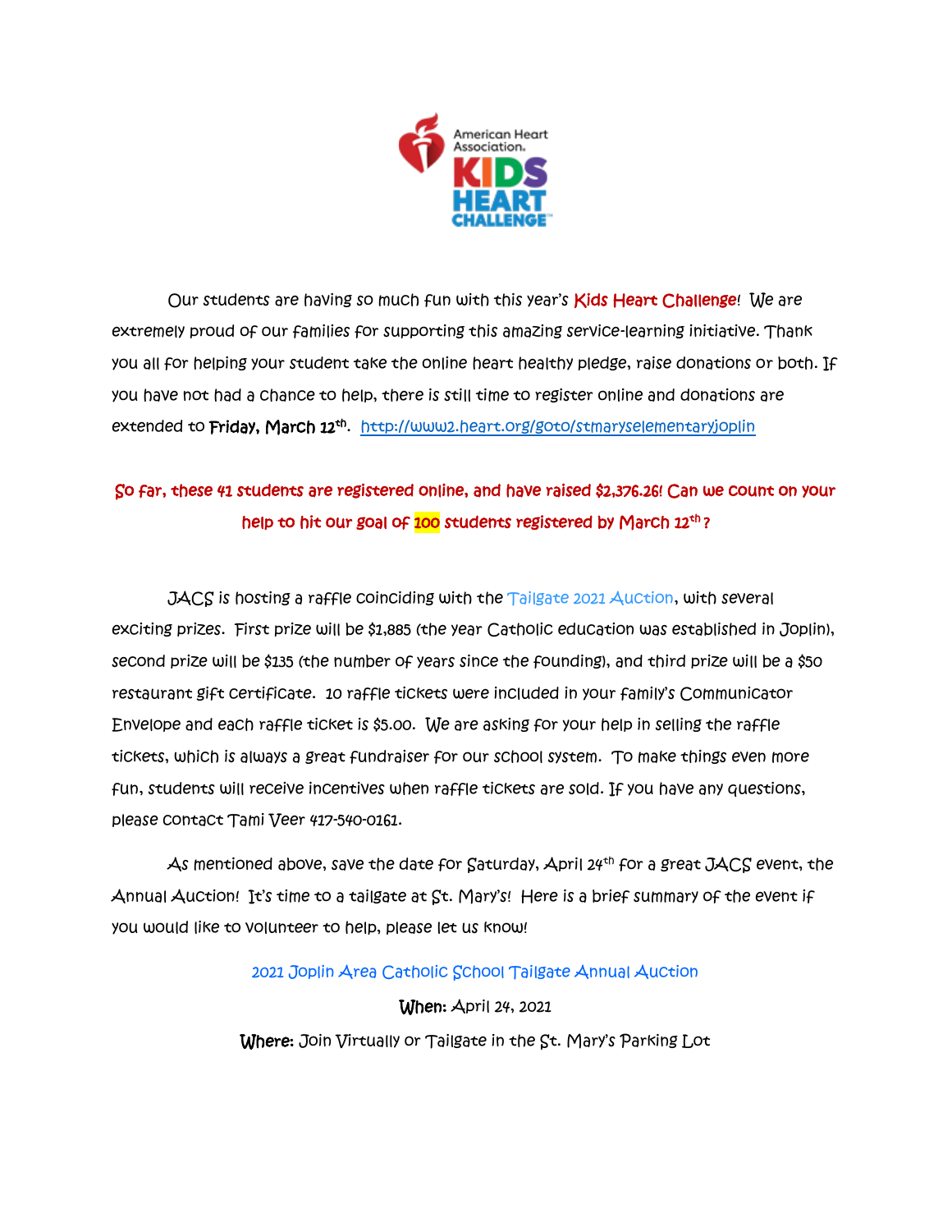Our students are having so much fun with this year's Kids Heart Challenge! We are extremely proud of our families for supporting this amazing service-learning initiative. Thank you all for helping your student take the online heart healthy pledge, raise donations or both. If you have not had a chance to help, there is still time to register online and donations are extended to **Friday, March 12th**. http://www2.heart.org/goto/stmaryselementaryjoplin

**So far, these 41 students are registered online, and have raised $2,376.26! Can we count on your help to hit our goal of 100 students registered by March 12th?**

JACS is hosting a raffle coinciding with the Tailgate 2021 Auction, with several exciting prizes. First prize will be $1,885 (the year Catholic education was established in Joplin), second prize will be $135 (the number of years since the founding), and third prize will be a $50 restaurant gift certificate. 10 raffle tickets were included in your family's Communicator Envelope and each raffle ticket is $5.00. We are asking for your help in selling the raffle tickets, which is always a great fundraiser for our school system. To make things even more fun, students will receive incentives when raffle tickets are sold. If you have any questions, please contact Tami Veer 417-540-0161.

As mentioned above, save the date for Saturday, April 24th for a great JACS event, the Annual Auction! It's time to a tailgate at St. Mary's! Here is a brief summary of the event if you would like to volunteer to help, please let us know!

2021 Joplin Area Catholic School Tailgate Annual Auction

**When:** April 24, 2021

**Where:** Join Virtually or Tailgate in the St. Mary's Parking Lot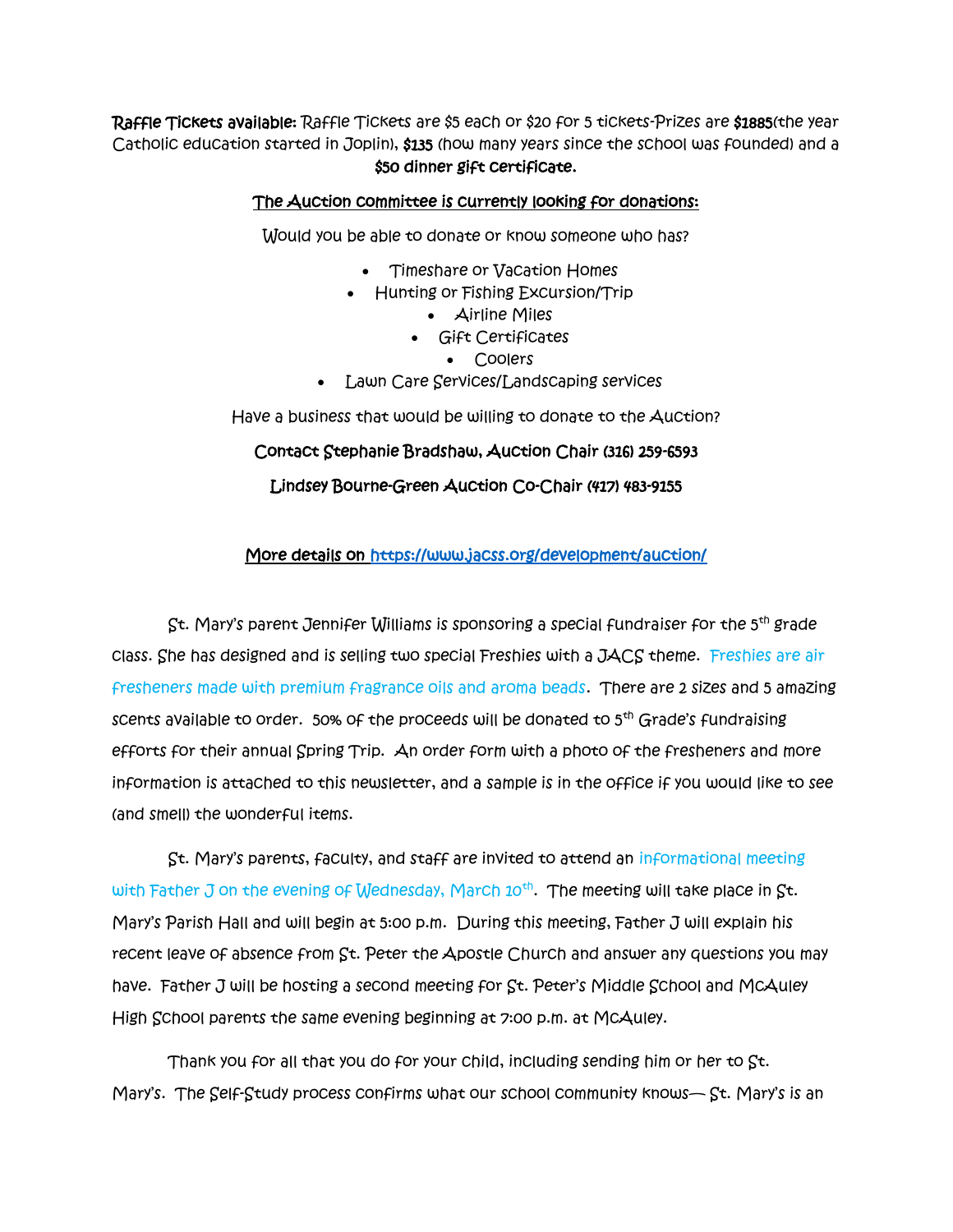**Raffle Tickets available:** Raffle Tickets are $5 each or $20 for 5 tickets-Prizes are **$1885**(the year Catholic education started in Joplin), **$135** (how many years since the school was founded) and a **$50 dinner gift certificate.**

**The Auction committee is currently looking for donations:**

Would you be able to donate or know someone who has?

- Timeshare or Vacation Homes
- Hunting or Fishing Excursion/Trip
- Airline Miles
- Gift Certificates
- Coolers
- Lawn Care Services/Landscaping services

Have a business that would be willing to donate to the Auction?

**Contact Stephanie Bradshaw, Auction Chair (316) 259-6593**

**Lindsey Bourne-Green Auction Co-Chair (417) 483-9155**

**More details on https://www.jacss.org/development/auction/**

St. Mary's parent Jennifer Williams is sponsoring a special fundraiser for the 5th grade class. She has designed and is selling two special Freshies with a JACS theme. Freshies are air fresheners made with premium fragrance oils and aroma beads. There are 2 sizes and 5 amazing scents available to order. 50% of the proceeds will be donated to 5th Grade's fundraising efforts for their annual Spring Trip. An order form with a photo of the fresheners and more information is attached to this newsletter, and a sample is in the office if you would like to see (and smell) the wonderful items.

St. Mary's parents, faculty, and staff are invited to attend an informational meeting with Father J on the evening of Wednesday, March 10th. The meeting will take place in St. Mary's Parish Hall and will begin at 5:00 p.m. During this meeting, Father J will explain his recent leave of absence from St. Peter the Apostle Church and answer any questions you may have. Father J will be hosting a second meeting for St. Peter's Middle School and McAuley High School parents the same evening beginning at 7:00 p.m. at McAuley.

Thank you for all that you do for your child, including sending him or her to St. Mary's. The Self-Study process confirms what our school community knows— St. Mary's is an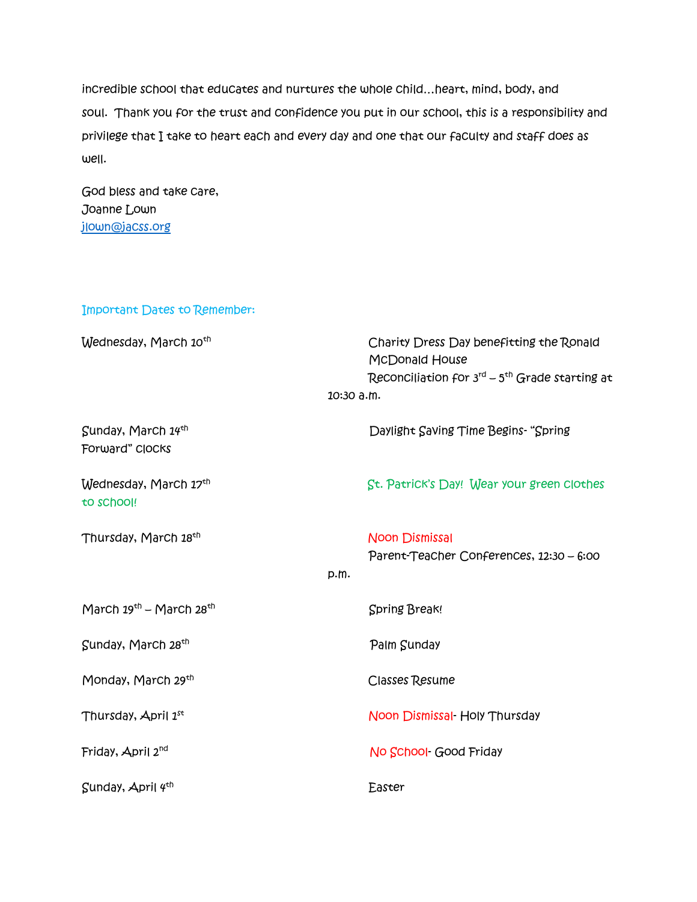incredible school that educates and nurtures the whole child…heart, mind, body, and soul. Thank you for the trust and confidence you put in our school, this is a responsibility and privilege that I take to heart each and every day and one that our faculty and staff does as well.

God bless and take care,
Joanne Lown
jlown@jacss.org

## Important Dates to Remember:

| Date | Event |
|---|---|
| Wednesday, March 10th | Charity Dress Day benefitting the Ronald McDonald House<br>Reconciliation for 3rd – 5th Grade starting at 10:30 a.m. |
| Sunday, March 14th | Daylight Saving Time Begins- "Spring Forward" clocks |
| Wednesday, March 17th | St. Patrick's Day! Wear your green clothes to school! |
| Thursday, March 18th | Noon Dismissal<br>Parent-Teacher Conferences, 12:30 – 6:00 p.m. |
| March 19th – March 28th | Spring Break! |
| Sunday, March 28th | Palm Sunday |
| Monday, March 29th | Classes Resume |
| Thursday, April 1st | Noon Dismissal- Holy Thursday |
| Friday, April 2nd | No School- Good Friday |
| Sunday, April 4th | Easter |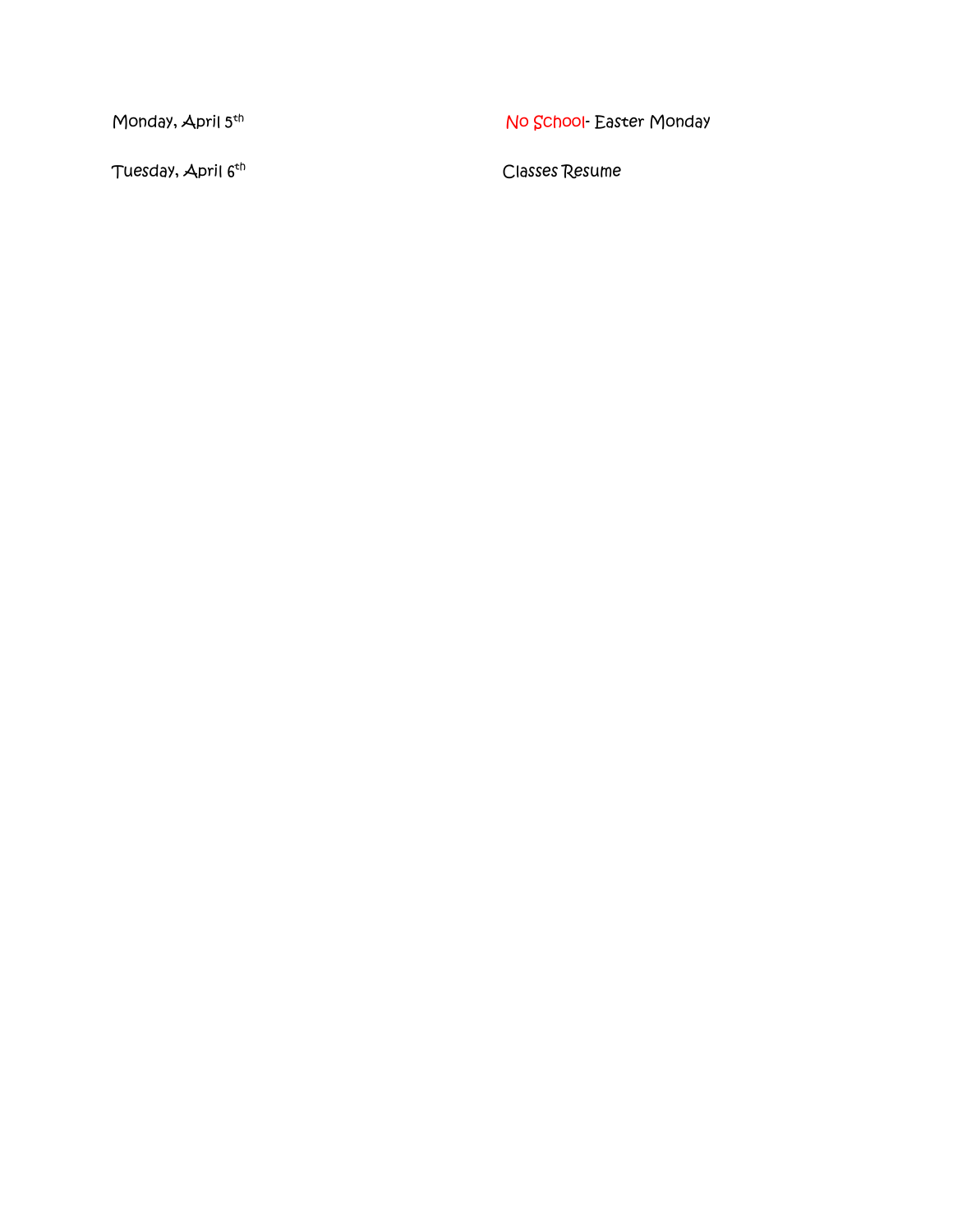| | |
|---|---|
| Monday, April 5th | No School- Easter Monday |
| Tuesday, April 6th | Classes Resume |